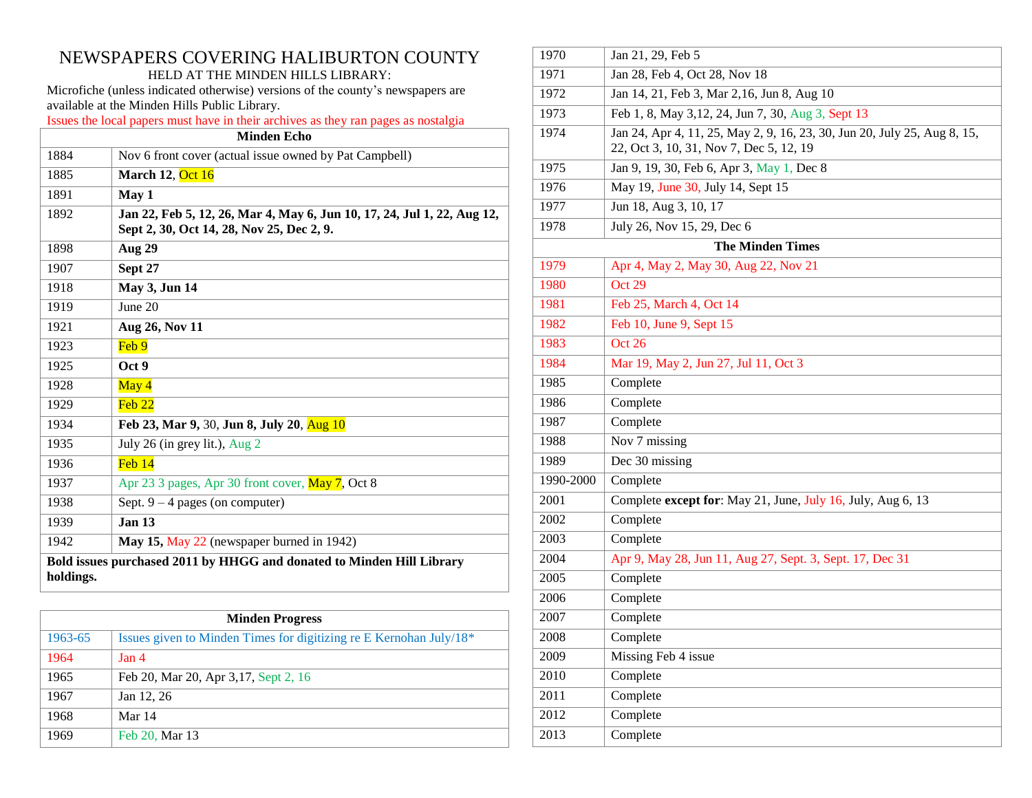# NEWSPAPERS COVERING HALIBURTON COUNTY

HELD AT THE MINDEN HILLS LIBRARY:

Microfiche (unless indicated otherwise) versions of the county's newspapers are available at the Minden Hills Public Library.

Issues the local papers must have in their archives as they ran pages as nostalgia

| Minden Echo | |
|---|---|
| 1884 | Nov 6 front cover (actual issue owned by Pat Campbell) |
| 1885 | **March 12**, Oct 16 |
| 1891 | **May 1** |
| 1892 | **Jan 22, Feb 5, 12, 26, Mar 4, May 6, Jun 10, 17, 24, Jul 1, 22, Aug 12, Sept 2, 30, Oct 14, 28, Nov 25, Dec 2, 9.** |
| 1898 | **Aug 29** |
| 1907 | **Sept 27** |
| 1918 | **May 3, Jun 14** |
| 1919 | June 20 |
| 1921 | **Aug 26, Nov 11** |
| 1923 | Feb 9 |
| 1925 | **Oct 9** |
| 1928 | May 4 |
| 1929 | Feb 22 |
| 1934 | **Feb 23, Mar 9,** 30, **Jun 8, July 20**, Aug 10 |
| 1935 | July 26 (in grey lit.), Aug 2 |
| 1936 | Feb 14 |
| 1937 | Apr 23 3 pages, Apr 30 front cover, May 7, Oct 8 |
| 1938 | Sept. 9 – 4 pages (on computer) |
| 1939 | **Jan 13** |
| 1942 | **May 15,** May 22 (newspaper burned in 1942) |

**Bold issues purchased 2011 by HHGG and donated to Minden Hill Library holdings.**

| Minden Progress | |
|---|---|
| 1963-65 | Issues given to Minden Times for digitizing re E Kernohan July/18* |
| 1964 | Jan 4 |
| 1965 | Feb 20, Mar 20, Apr 3,17, Sept 2, 16 |
| 1967 | Jan 12, 26 |
| 1968 | Mar 14 |
| 1969 | Feb 20, Mar 13 |
| 1970 | Jan 21, 29, Feb 5 |
| 1971 | Jan 28, Feb 4, Oct 28, Nov 18 |
| 1972 | Jan 14, 21, Feb 3, Mar 2,16, Jun 8, Aug 10 |
| 1973 | Feb 1, 8, May 3,12, 24, Jun 7, 30, Aug 3, Sept 13 |
| 1974 | Jan 24, Apr 4, 11, 25, May 2, 9, 16, 23, 30, Jun 20, July 25, Aug 8, 15, 22, Oct 3, 10, 31, Nov 7, Dec 5, 12, 19 |
| 1975 | Jan 9, 19, 30, Feb 6, Apr 3, May 1, Dec 8 |
| 1976 | May 19, June 30, July 14, Sept 15 |
| 1977 | Jun 18, Aug 3, 10, 17 |
| 1978 | July 26, Nov 15, 29, Dec 6 |

| The Minden Times | |
|---|---|
| 1979 | Apr 4, May 2, May 30, Aug 22, Nov 21 |
| 1980 | Oct 29 |
| 1981 | Feb 25, March 4, Oct 14 |
| 1982 | Feb 10, June 9, Sept 15 |
| 1983 | Oct 26 |
| 1984 | Mar 19, May 2, Jun 27, Jul 11, Oct 3 |
| 1985 | Complete |
| 1986 | Complete |
| 1987 | Complete |
| 1988 | Nov 7 missing |
| 1989 | Dec 30 missing |
| 1990-2000 | Complete |
| 2001 | Complete **except for**: May 21, June, July 16, July, Aug 6, 13 |
| 2002 | Complete |
| 2003 | Complete |
| 2004 | Apr 9, May 28, Jun 11, Aug 27, Sept. 3, Sept. 17, Dec 31 |
| 2005 | Complete |
| 2006 | Complete |
| 2007 | Complete |
| 2008 | Complete |
| 2009 | Missing Feb 4 issue |
| 2010 | Complete |
| 2011 | Complete |
| 2012 | Complete |
| 2013 | Complete |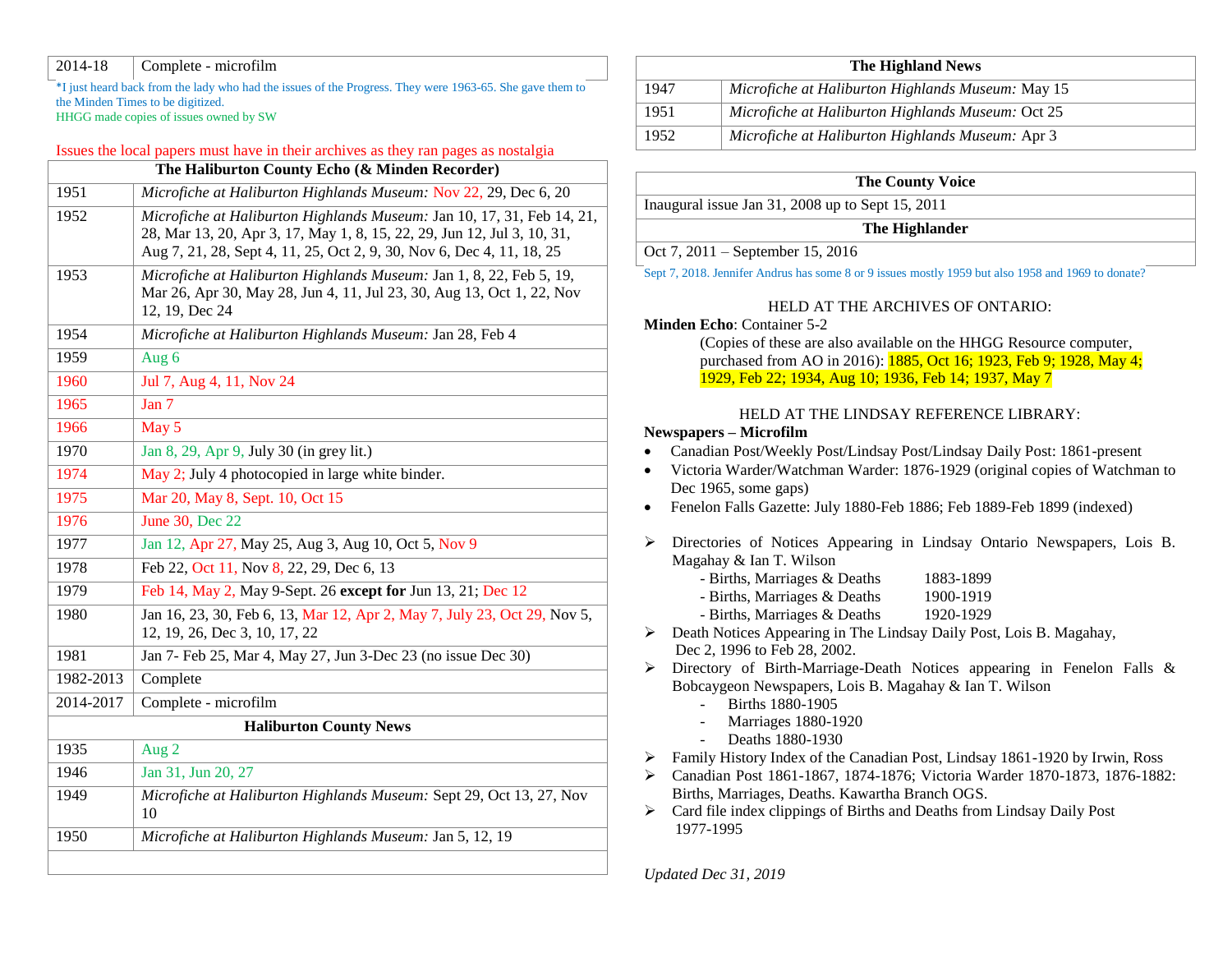| | |
|---|---|
| 2014-18 | Complete - microfilm |

*I just heard back from the lady who had the issues of the Progress. They were 1963-65. She gave them to the Minden Times to be digitized.
HHGG made copies of issues owned by SW

Issues the local papers must have in their archives as they ran pages as nostalgia

| The Haliburton County Echo (& Minden Recorder) | |
|---|---|
| 1951 | *Microfiche at Haliburton Highlands Museum:* Nov 22, 29, Dec 6, 20 |
| 1952 | *Microfiche at Haliburton Highlands Museum:* Jan 10, 17, 31, Feb 14, 21, 28, Mar 13, 20, Apr 3, 17, May 1, 8, 15, 22, 29, Jun 12, Jul 3, 10, 31, Aug 7, 21, 28, Sept 4, 11, 25, Oct 2, 9, 30, Nov 6, Dec 4, 11, 18, 25 |
| 1953 | *Microfiche at Haliburton Highlands Museum:* Jan 1, 8, 22, Feb 5, 19, Mar 26, Apr 30, May 28, Jun 4, 11, Jul 23, 30, Aug 13, Oct 1, 22, Nov 12, 19, Dec 24 |
| 1954 | *Microfiche at Haliburton Highlands Museum:* Jan 28, Feb 4 |
| 1959 | Aug 6 |
| 1960 | Jul 7, Aug 4, 11, Nov 24 |
| 1965 | Jan 7 |
| 1966 | May 5 |
| 1970 | Jan 8, 29, Apr 9, July 30 (in grey lit.) |
| 1974 | May 2; July 4 photocopied in large white binder. |
| 1975 | Mar 20, May 8, Sept. 10, Oct 15 |
| 1976 | June 30, Dec 22 |
| 1977 | Jan 12, Apr 27, May 25, Aug 3, Aug 10, Oct 5, Nov 9 |
| 1978 | Feb 22, Oct 11, Nov 8, 22, 29, Dec 6, 13 |
| 1979 | Feb 14, May 2, May 9-Sept. 26 **except for** Jun 13, 21; Dec 12 |
| 1980 | Jan 16, 23, 30, Feb 6, 13, Mar 12, Apr 2, May 7, July 23, Oct 29, Nov 5, 12, 19, 26, Dec 3, 10, 17, 22 |
| 1981 | Jan 7- Feb 25, Mar 4, May 27, Jun 3-Dec 23 (no issue Dec 30) |
| 1982-2013 | Complete |
| 2014-2017 | Complete - microfilm |
| **Haliburton County News** | |
| 1935 | Aug 2 |
| 1946 | Jan 31, Jun 20, 27 |
| 1949 | *Microfiche at Haliburton Highlands Museum:* Sept 29, Oct 13, 27, Nov 10 |
| 1950 | *Microfiche at Haliburton Highlands Museum:* Jan 5, 12, 19 |

| The Highland News | |
|---|---|
| 1947 | *Microfiche at Haliburton Highlands Museum:* May 15 |
| 1951 | *Microfiche at Haliburton Highlands Museum:* Oct 25 |
| 1952 | *Microfiche at Haliburton Highlands Museum:* Apr 3 |

| The County Voice |
|---|
| Inaugural issue Jan 31, 2008 up to Sept 15, 2011 |
| **The Highlander** |
| Oct 7, 2011 – September 15, 2016 |

Sept 7, 2018. Jennifer Andrus has some 8 or 9 issues mostly 1959 but also 1958 and 1969 to donate?

HELD AT THE ARCHIVES OF ONTARIO:

**Minden Echo**: Container 5-2

(Copies of these are also available on the HHGG Resource computer, purchased from AO in 2016): 1885, Oct 16; 1923, Feb 9; 1928, May 4; 1929, Feb 22; 1934, Aug 10; 1936, Feb 14; 1937, May 7

HELD AT THE LINDSAY REFERENCE LIBRARY:

**Newspapers – Microfilm**

- Canadian Post/Weekly Post/Lindsay Post/Lindsay Daily Post: 1861-present
- Victoria Warder/Watchman Warder: 1876-1929 (original copies of Watchman to Dec 1965, some gaps)
- Fenelon Falls Gazette: July 1880-Feb 1886; Feb 1889-Feb 1899 (indexed)

- Directories of Notices Appearing in Lindsay Ontario Newspapers, Lois B. Magahay & Ian T. Wilson
  - Births, Marriages & Deaths 1883-1899
  - Births, Marriages & Deaths 1900-1919
  - Births, Marriages & Deaths 1920-1929
- Death Notices Appearing in The Lindsay Daily Post, Lois B. Magahay, Dec 2, 1996 to Feb 28, 2002.
- Directory of Birth-Marriage-Death Notices appearing in Fenelon Falls & Bobcaygeon Newspapers, Lois B. Magahay & Ian T. Wilson
  - Births 1880-1905
  - Marriages 1880-1920
  - Deaths 1880-1930
- Family History Index of the Canadian Post, Lindsay 1861-1920 by Irwin, Ross
- Canadian Post 1861-1867, 1874-1876; Victoria Warder 1870-1873, 1876-1882: Births, Marriages, Deaths. Kawartha Branch OGS.
- Card file index clippings of Births and Deaths from Lindsay Daily Post 1977-1995

*Updated Dec 31, 2019*